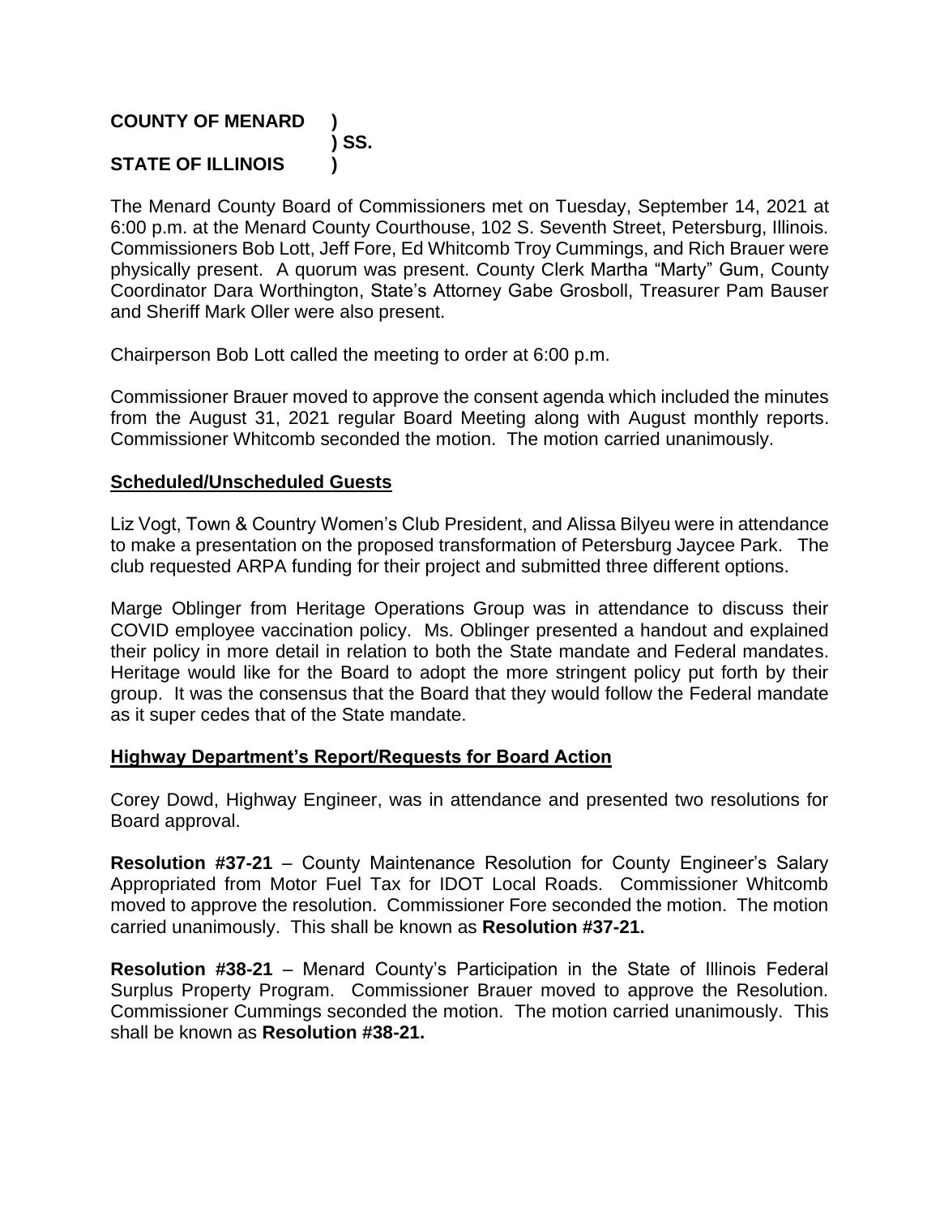**COUNTY OF MENARD )**
**) SS.**
**STATE OF ILLINOIS )**

The Menard County Board of Commissioners met on Tuesday, September 14, 2021 at 6:00 p.m. at the Menard County Courthouse, 102 S. Seventh Street, Petersburg, Illinois. Commissioners Bob Lott, Jeff Fore, Ed Whitcomb Troy Cummings, and Rich Brauer were physically present. A quorum was present. County Clerk Martha "Marty" Gum, County Coordinator Dara Worthington, State's Attorney Gabe Grosboll, Treasurer Pam Bauser and Sheriff Mark Oller were also present.

Chairperson Bob Lott called the meeting to order at 6:00 p.m.

Commissioner Brauer moved to approve the consent agenda which included the minutes from the August 31, 2021 regular Board Meeting along with August monthly reports. Commissioner Whitcomb seconded the motion. The motion carried unanimously.

## Scheduled/Unscheduled Guests

Liz Vogt, Town & Country Women's Club President, and Alissa Bilyeu were in attendance to make a presentation on the proposed transformation of Petersburg Jaycee Park. The club requested ARPA funding for their project and submitted three different options.

Marge Oblinger from Heritage Operations Group was in attendance to discuss their COVID employee vaccination policy. Ms. Oblinger presented a handout and explained their policy in more detail in relation to both the State mandate and Federal mandates. Heritage would like for the Board to adopt the more stringent policy put forth by their group. It was the consensus that the Board that they would follow the Federal mandate as it super cedes that of the State mandate.

## Highway Department's Report/Requests for Board Action

Corey Dowd, Highway Engineer, was in attendance and presented two resolutions for Board approval.

**Resolution #37-21** – County Maintenance Resolution for County Engineer's Salary Appropriated from Motor Fuel Tax for IDOT Local Roads. Commissioner Whitcomb moved to approve the resolution. Commissioner Fore seconded the motion. The motion carried unanimously. This shall be known as **Resolution #37-21.**

**Resolution #38-21** – Menard County's Participation in the State of Illinois Federal Surplus Property Program. Commissioner Brauer moved to approve the Resolution. Commissioner Cummings seconded the motion. The motion carried unanimously. This shall be known as **Resolution #38-21.**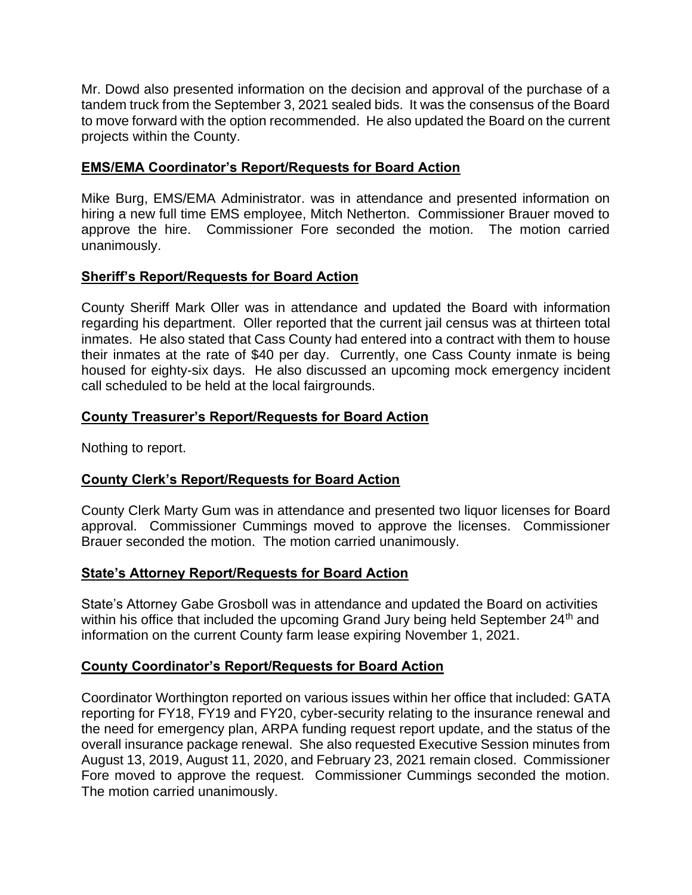Mr. Dowd also presented information on the decision and approval of the purchase of a tandem truck from the September 3, 2021 sealed bids. It was the consensus of the Board to move forward with the option recommended. He also updated the Board on the current projects within the County.

## EMS/EMA Coordinator's Report/Requests for Board Action

Mike Burg, EMS/EMA Administrator. was in attendance and presented information on hiring a new full time EMS employee, Mitch Netherton. Commissioner Brauer moved to approve the hire. Commissioner Fore seconded the motion. The motion carried unanimously.

## Sheriff's Report/Requests for Board Action

County Sheriff Mark Oller was in attendance and updated the Board with information regarding his department. Oller reported that the current jail census was at thirteen total inmates. He also stated that Cass County had entered into a contract with them to house their inmates at the rate of $40 per day. Currently, one Cass County inmate is being housed for eighty-six days. He also discussed an upcoming mock emergency incident call scheduled to be held at the local fairgrounds.

## County Treasurer's Report/Requests for Board Action

Nothing to report.

## County Clerk's Report/Requests for Board Action

County Clerk Marty Gum was in attendance and presented two liquor licenses for Board approval. Commissioner Cummings moved to approve the licenses. Commissioner Brauer seconded the motion. The motion carried unanimously.

## State's Attorney Report/Requests for Board Action

State's Attorney Gabe Grosboll was in attendance and updated the Board on activities within his office that included the upcoming Grand Jury being held September 24th and information on the current County farm lease expiring November 1, 2021.

## County Coordinator's Report/Requests for Board Action

Coordinator Worthington reported on various issues within her office that included: GATA reporting for FY18, FY19 and FY20, cyber-security relating to the insurance renewal and the need for emergency plan, ARPA funding request report update, and the status of the overall insurance package renewal. She also requested Executive Session minutes from August 13, 2019, August 11, 2020, and February 23, 2021 remain closed. Commissioner Fore moved to approve the request. Commissioner Cummings seconded the motion. The motion carried unanimously.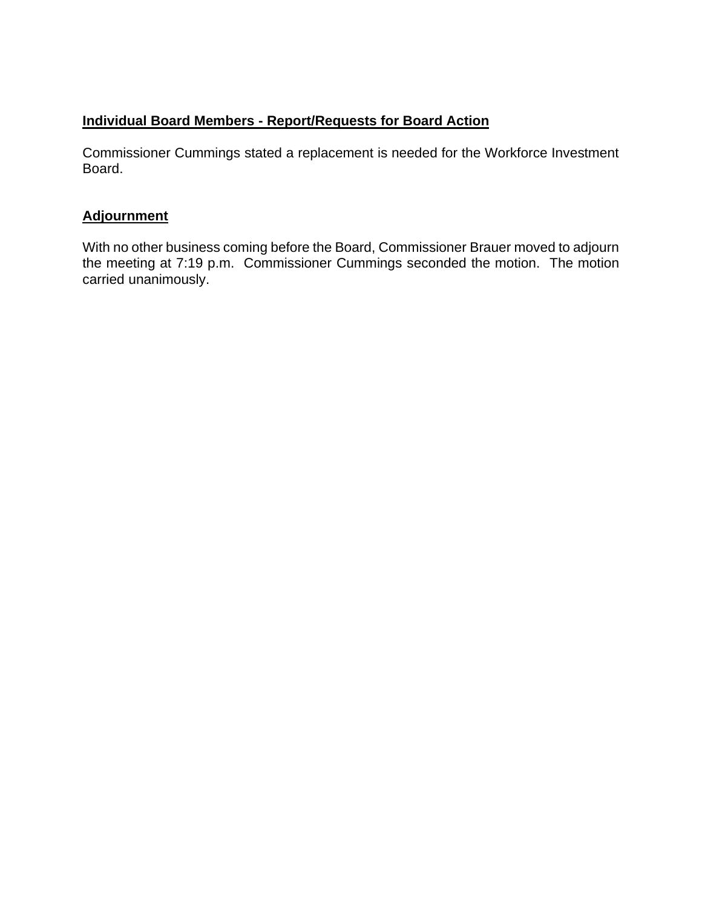**Individual Board Members - Report/Requests for Board Action**

Commissioner Cummings stated a replacement is needed for the Workforce Investment Board.

**Adjournment**

With no other business coming before the Board, Commissioner Brauer moved to adjourn the meeting at 7:19 p.m. Commissioner Cummings seconded the motion. The motion carried unanimously.